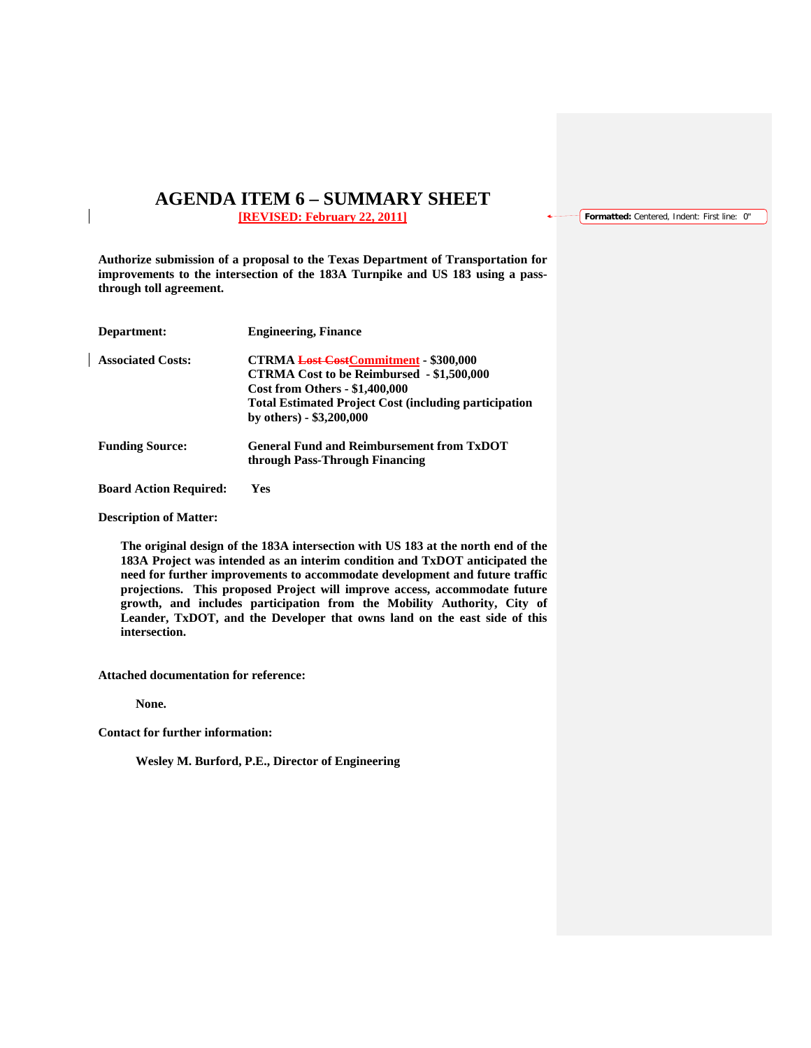# AGENDA ITEM 6 – SUMMARY SHEET

**[REVISED: February 22, 2011]**

**Authorize submission of a proposal to the Texas Department of Transportation for improvements to the intersection of the 183A Turnpike and US 183 using a pass-through toll agreement.**

**Department:** **Engineering, Finance**

**Associated Costs:** **CTRMA ~~Lost Cost~~Commitment - $300,000**
**CTRMA Cost to be Reimbursed - $1,500,000**
**Cost from Others - $1,400,000**
**Total Estimated Project Cost (including participation by others) - $3,200,000**

**Funding Source:** **General Fund and Reimbursement from TxDOT through Pass-Through Financing**

**Board Action Required:** **Yes**

**Description of Matter:**

**The original design of the 183A intersection with US 183 at the north end of the 183A Project was intended as an interim condition and TxDOT anticipated the need for further improvements to accommodate development and future traffic projections. This proposed Project will improve access, accommodate future growth, and includes participation from the Mobility Authority, City of Leander, TxDOT, and the Developer that owns land on the east side of this intersection.**

**Attached documentation for reference:**

**None.**

**Contact for further information:**

**Wesley M. Burford, P.E., Director of Engineering**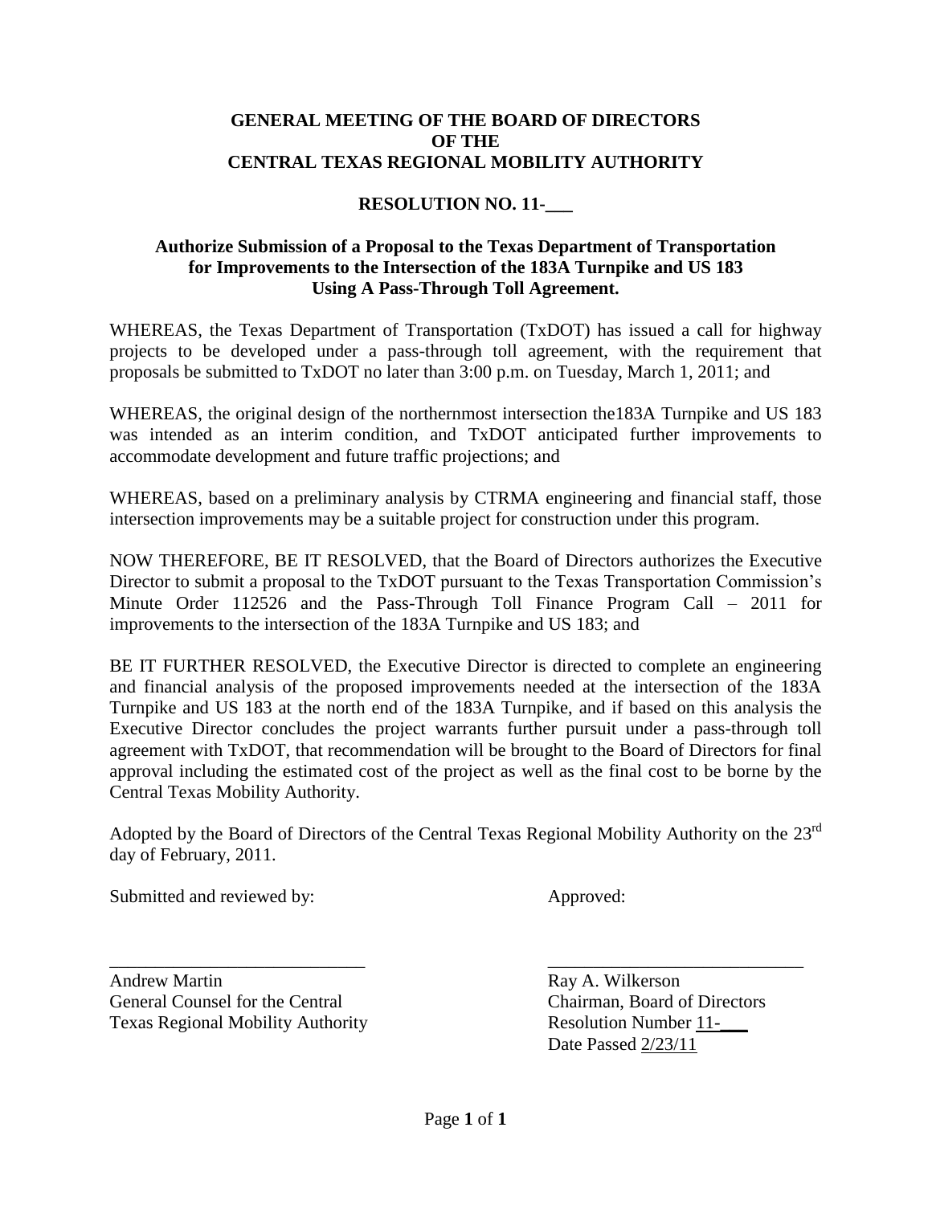**GENERAL MEETING OF THE BOARD OF DIRECTORS OF THE CENTRAL TEXAS REGIONAL MOBILITY AUTHORITY**

**RESOLUTION NO. 11-___**

**Authorize Submission of a Proposal to the Texas Department of Transportation for Improvements to the Intersection of the 183A Turnpike and US 183 Using A Pass-Through Toll Agreement.**

WHEREAS, the Texas Department of Transportation (TxDOT) has issued a call for highway projects to be developed under a pass-through toll agreement, with the requirement that proposals be submitted to TxDOT no later than 3:00 p.m. on Tuesday, March 1, 2011; and

WHEREAS, the original design of the northernmost intersection the183A Turnpike and US 183 was intended as an interim condition, and TxDOT anticipated further improvements to accommodate development and future traffic projections; and

WHEREAS, based on a preliminary analysis by CTRMA engineering and financial staff, those intersection improvements may be a suitable project for construction under this program.

NOW THEREFORE, BE IT RESOLVED, that the Board of Directors authorizes the Executive Director to submit a proposal to the TxDOT pursuant to the Texas Transportation Commission's Minute Order 112526 and the Pass-Through Toll Finance Program Call – 2011 for improvements to the intersection of the 183A Turnpike and US 183; and

BE IT FURTHER RESOLVED, the Executive Director is directed to complete an engineering and financial analysis of the proposed improvements needed at the intersection of the 183A Turnpike and US 183 at the north end of the 183A Turnpike, and if based on this analysis the Executive Director concludes the project warrants further pursuit under a pass-through toll agreement with TxDOT, that recommendation will be brought to the Board of Directors for final approval including the estimated cost of the project as well as the final cost to be borne by the Central Texas Mobility Authority.

Adopted by the Board of Directors of the Central Texas Regional Mobility Authority on the 23rd day of February, 2011.

Submitted and reviewed by:

___________________________

Andrew Martin
General Counsel for the Central
Texas Regional Mobility Authority

Approved:

___________________________

Ray A. Wilkerson
Chairman, Board of Directors
Resolution Number 11-___
Date Passed 2/23/11